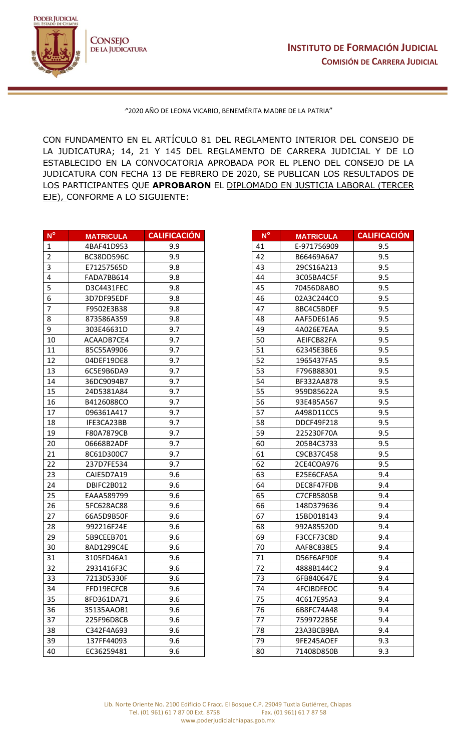**PODER JUDICIAL DEL ESTADO DE CHIAPAS**

**CONSEJO DE LA JUDICATURA**

**INSTITUTO DE FORMACIÓN JUDICIAL**

**COMISIÓN DE CARRERA JUDICIAL**

"2020 AÑO DE LEONA VICARIO, BENEMÉRITA MADRE DE LA PATRIA"

CON FUNDAMENTO EN EL ARTÍCULO 81 DEL REGLAMENTO INTERIOR DEL CONSEJO DE LA JUDICATURA; 14, 21 Y 145 DEL REGLAMENTO DE CARRERA JUDICIAL Y DE LO ESTABLECIDO EN LA CONVOCATORIA APROBADA POR EL PLENO DEL CONSEJO DE LA JUDICATURA CON FECHA 13 DE FEBRERO DE 2020, SE PUBLICAN LOS RESULTADOS DE LOS PARTICIPANTES QUE **APROBARON** EL DIPLOMADO EN JUSTICIA LABORAL (TERCER EJE), CONFORME A LO SIGUIENTE:

| N° | MATRICULA | CALIFICACIÓN |
|---|---|---|
| 1 | 4BAF41D953 | 9.9 |
| 2 | BC38DD596C | 9.9 |
| 3 | E71257565D | 9.8 |
| 4 | FADA7BB614 | 9.8 |
| 5 | D3C4431FEC | 9.8 |
| 6 | 3D7DF95EDF | 9.8 |
| 7 | F9502E3B38 | 9.8 |
| 8 | 873586A359 | 9.8 |
| 9 | 303E46631D | 9.7 |
| 10 | ACAADB7CE4 | 9.7 |
| 11 | 85C55A9906 | 9.7 |
| 12 | 04DEF19DE8 | 9.7 |
| 13 | 6C5E9B6DA9 | 9.7 |
| 14 | 36DC9094B7 | 9.7 |
| 15 | 24D5381A84 | 9.7 |
| 16 | B4126088CO | 9.7 |
| 17 | 096361A417 | 9.7 |
| 18 | IFE3CA23BB | 9.7 |
| 19 | F80A7879CB | 9.7 |
| 20 | 06668B2ADF | 9.7 |
| 21 | 8C61D300C7 | 9.7 |
| 22 | 237D7FE534 | 9.7 |
| 23 | CAIE5D7A19 | 9.6 |
| 24 | DBIFC2B012 | 9.6 |
| 25 | EAAA589799 | 9.6 |
| 26 | 5FC628AC88 | 9.6 |
| 27 | 66A5D9B50F | 9.6 |
| 28 | 992216F24E | 9.6 |
| 29 | 5B9CEEB701 | 9.6 |
| 30 | 8AD1299C4E | 9.6 |
| 31 | 3105FD46A1 | 9.6 |
| 32 | 2931416F3C | 9.6 |
| 33 | 7213D5330F | 9.6 |
| 34 | FFD19ECFCB | 9.6 |
| 35 | 8FD361DA71 | 9.6 |
| 36 | 35135AAOB1 | 9.6 |
| 37 | 225F96D8CB | 9.6 |
| 38 | C342F4A693 | 9.6 |
| 39 | 137FF44093 | 9.6 |
| 40 | EC36259481 | 9.6 |
| 41 | E-971756909 | 9.5 |
| 42 | B66469A6A7 | 9.5 |
| 43 | 29CS16A213 | 9.5 |
| 44 | 3C05BA4C5F | 9.5 |
| 45 | 70456D8ABO | 9.5 |
| 46 | 02A3C244CO | 9.5 |
| 47 | 8BC4C5BDEF | 9.5 |
| 48 | AAF5DE61A6 | 9.5 |
| 49 | 4A026E7EAA | 9.5 |
| 50 | AEIFCB82FA | 9.5 |
| 51 | 62345E3BE6 | 9.5 |
| 52 | 1965437FA5 | 9.5 |
| 53 | F796B88301 | 9.5 |
| 54 | BF332AA878 | 9.5 |
| 55 | 959D85622A | 9.5 |
| 56 | 93E4B5A567 | 9.5 |
| 57 | A498D11CC5 | 9.5 |
| 58 | DDCF49F218 | 9.5 |
| 59 | 225230F70A | 9.5 |
| 60 | 205B4C3733 | 9.5 |
| 61 | C9CB37C458 | 9.5 |
| 62 | 2CE4COA976 | 9.5 |
| 63 | E25E6CFA5A | 9.4 |
| 64 | DEC8F47FDB | 9.4 |
| 65 | C7CFB5805B | 9.4 |
| 66 | 148D379636 | 9.4 |
| 67 | 15BD018143 | 9.4 |
| 68 | 992A85520D | 9.4 |
| 69 | F3CCF73C8D | 9.4 |
| 70 | AAF8C838E5 | 9.4 |
| 71 | D56F6AF90E | 9.4 |
| 72 | 4888B144C2 | 9.4 |
| 73 | 6FB840647E | 9.4 |
| 74 | 4FCIBDFEOC | 9.4 |
| 75 | 4C617E95A3 | 9.4 |
| 76 | 6B8FC74A48 | 9.4 |
| 77 | 7599722B5E | 9.4 |
| 78 | 23A3BCB9BA | 9.4 |
| 79 | 9FE245AOEF | 9.3 |
| 80 | 71408D850B | 9.3 |

Lib. Norte Oriente No. 2100 Edificio C Fracc. El Bosque C.P. 29049 Tuxtla Gutiérrez, Chiapas
Tel. (01 961) 61 7 87 00 Ext. 8758 Fax. (01 961) 61 7 87 58
www.poderjudicialchiapas.gob.mx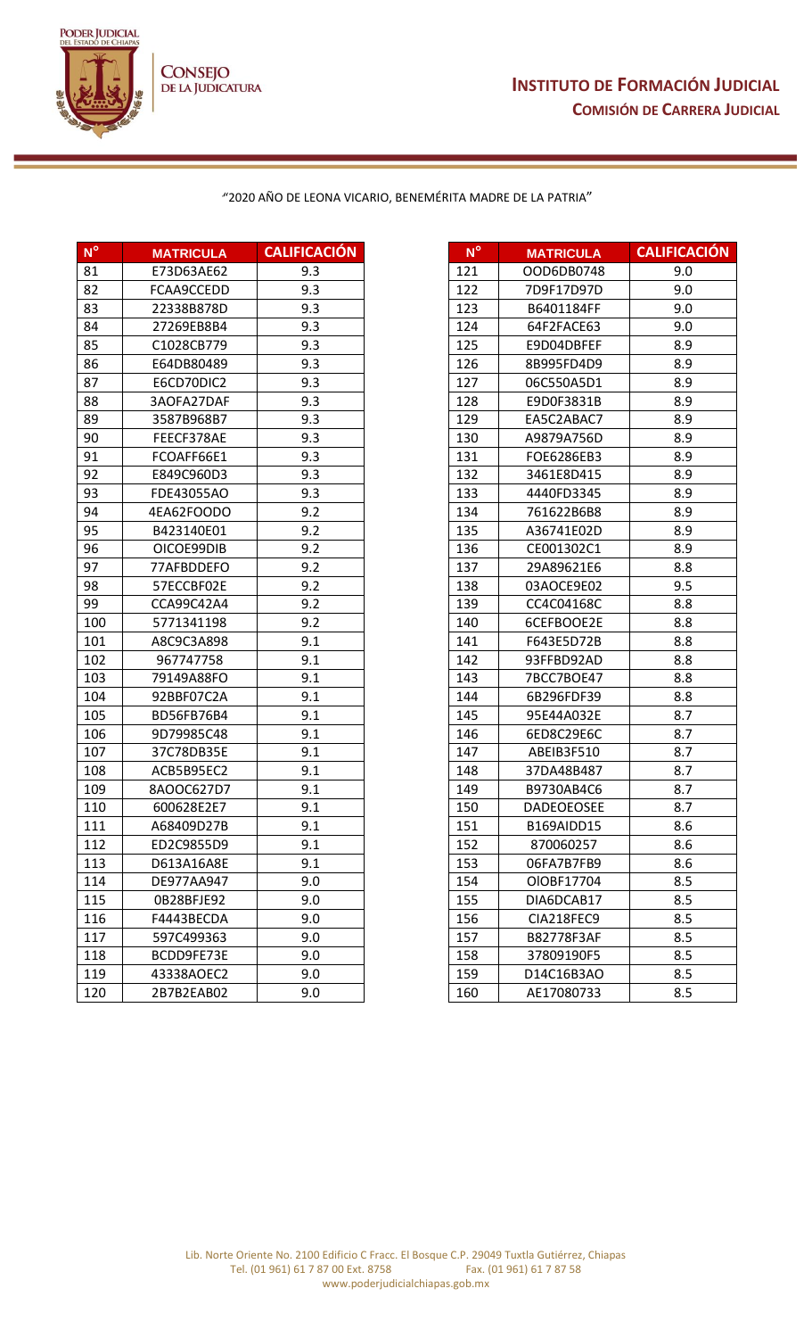"2020 AÑO DE LEONA VICARIO, BENEMÉRITA MADRE DE LA PATRIA"

| N° | MATRICULA | CALIFICACIÓN |
|---|---|---|
| 81 | E73D63AE62 | 9.3 |
| 82 | FCAA9CCEDD | 9.3 |
| 83 | 22338B878D | 9.3 |
| 84 | 27269EB8B4 | 9.3 |
| 85 | C1028CB779 | 9.3 |
| 86 | E64DB80489 | 9.3 |
| 87 | E6CD70DIC2 | 9.3 |
| 88 | 3AOFA27DAF | 9.3 |
| 89 | 3587B968B7 | 9.3 |
| 90 | FEECF378AE | 9.3 |
| 91 | FCOAFF66E1 | 9.3 |
| 92 | E849C960D3 | 9.3 |
| 93 | FDE43055AO | 9.3 |
| 94 | 4EA62FOODO | 9.2 |
| 95 | B423140E01 | 9.2 |
| 96 | OICOE99DIB | 9.2 |
| 97 | 77AFBDDEFO | 9.2 |
| 98 | 57ECCBF02E | 9.2 |
| 99 | CCA99C42A4 | 9.2 |
| 100 | 5771341198 | 9.2 |
| 101 | A8C9C3A898 | 9.1 |
| 102 | 967747758 | 9.1 |
| 103 | 79149A88FO | 9.1 |
| 104 | 92BBF07C2A | 9.1 |
| 105 | BD56FB76B4 | 9.1 |
| 106 | 9D79985C48 | 9.1 |
| 107 | 37C78DB35E | 9.1 |
| 108 | ACB5B95EC2 | 9.1 |
| 109 | 8AOOC627D7 | 9.1 |
| 110 | 600628E2E7 | 9.1 |
| 111 | A68409D27B | 9.1 |
| 112 | ED2C9855D9 | 9.1 |
| 113 | D613A16A8E | 9.1 |
| 114 | DE977AA947 | 9.0 |
| 115 | 0B28BFJE92 | 9.0 |
| 116 | F4443BECDA | 9.0 |
| 117 | 597C499363 | 9.0 |
| 118 | BCDD9FE73E | 9.0 |
| 119 | 43338AOEC2 | 9.0 |
| 120 | 2B7B2EAB02 | 9.0 |
| 121 | OOD6DB0748 | 9.0 |
| 122 | 7D9F17D97D | 9.0 |
| 123 | B6401184FF | 9.0 |
| 124 | 64F2FACE63 | 9.0 |
| 125 | E9D04DBFEF | 8.9 |
| 126 | 8B995FD4D9 | 8.9 |
| 127 | 06C550A5D1 | 8.9 |
| 128 | E9D0F3831B | 8.9 |
| 129 | EA5C2ABAC7 | 8.9 |
| 130 | A9879A756D | 8.9 |
| 131 | FOE6286EB3 | 8.9 |
| 132 | 3461E8D415 | 8.9 |
| 133 | 4440FD3345 | 8.9 |
| 134 | 761622B6B8 | 8.9 |
| 135 | A36741E02D | 8.9 |
| 136 | CE001302C1 | 8.9 |
| 137 | 29A89621E6 | 8.8 |
| 138 | 03AOCE9E02 | 9.5 |
| 139 | CC4C04168C | 8.8 |
| 140 | 6CEFBOOE2E | 8.8 |
| 141 | F643E5D72B | 8.8 |
| 142 | 93FFBD92AD | 8.8 |
| 143 | 7BCC7BOE47 | 8.8 |
| 144 | 6B296FDF39 | 8.8 |
| 145 | 95E44A032E | 8.7 |
| 146 | 6ED8C29E6C | 8.7 |
| 147 | ABEIB3F510 | 8.7 |
| 148 | 37DA48B487 | 8.7 |
| 149 | B9730AB4C6 | 8.7 |
| 150 | DADEOEOSEE | 8.7 |
| 151 | B169AIDD15 | 8.6 |
| 152 | 870060257 | 8.6 |
| 153 | 06FA7B7FB9 | 8.6 |
| 154 | OIOBF17704 | 8.5 |
| 155 | DIA6DCAB17 | 8.5 |
| 156 | CIA218FEC9 | 8.5 |
| 157 | B82778F3AF | 8.5 |
| 158 | 37809190F5 | 8.5 |
| 159 | D14C16B3AO | 8.5 |
| 160 | AE17080733 | 8.5 |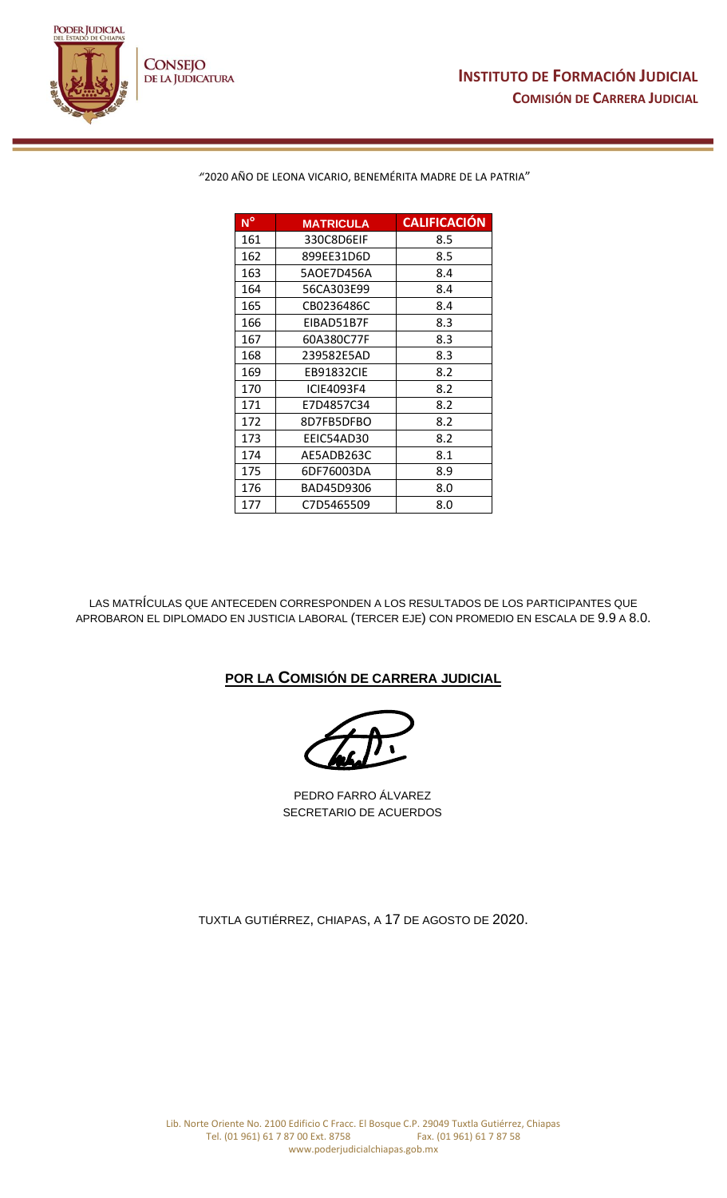"2020 AÑO DE LEONA VICARIO, BENEMÉRITA MADRE DE LA PATRIA"

| N° | MATRICULA | CALIFICACIÓN |
|---|---|---|
| 161 | 330C8D6EIF | 8.5 |
| 162 | 899EE31D6D | 8.5 |
| 163 | 5AOE7D456A | 8.4 |
| 164 | 56CA303E99 | 8.4 |
| 165 | CB0236486C | 8.4 |
| 166 | EIBAD51B7F | 8.3 |
| 167 | 60A380C77F | 8.3 |
| 168 | 239582E5AD | 8.3 |
| 169 | EB91832CIE | 8.2 |
| 170 | ICIE4093F4 | 8.2 |
| 171 | E7D4857C34 | 8.2 |
| 172 | 8D7FB5DFBO | 8.2 |
| 173 | EEIC54AD30 | 8.2 |
| 174 | AE5ADB263C | 8.1 |
| 175 | 6DF76003DA | 8.9 |
| 176 | BAD45D9306 | 8.0 |
| 177 | C7D5465509 | 8.0 |

LAS MATRÍCULAS QUE ANTECEDEN CORRESPONDEN A LOS RESULTADOS DE LOS PARTICIPANTES QUE APROBARON EL DIPLOMADO EN JUSTICIA LABORAL (TERCER EJE) CON PROMEDIO EN ESCALA DE 9.9 A 8.0.

**POR LA COMISIÓN DE CARRERA JUDICIAL**

PEDRO FARRO ÁLVAREZ
SECRETARIO DE ACUERDOS

TUXTLA GUTIÉRREZ, CHIAPAS, A 17 DE AGOSTO DE 2020.